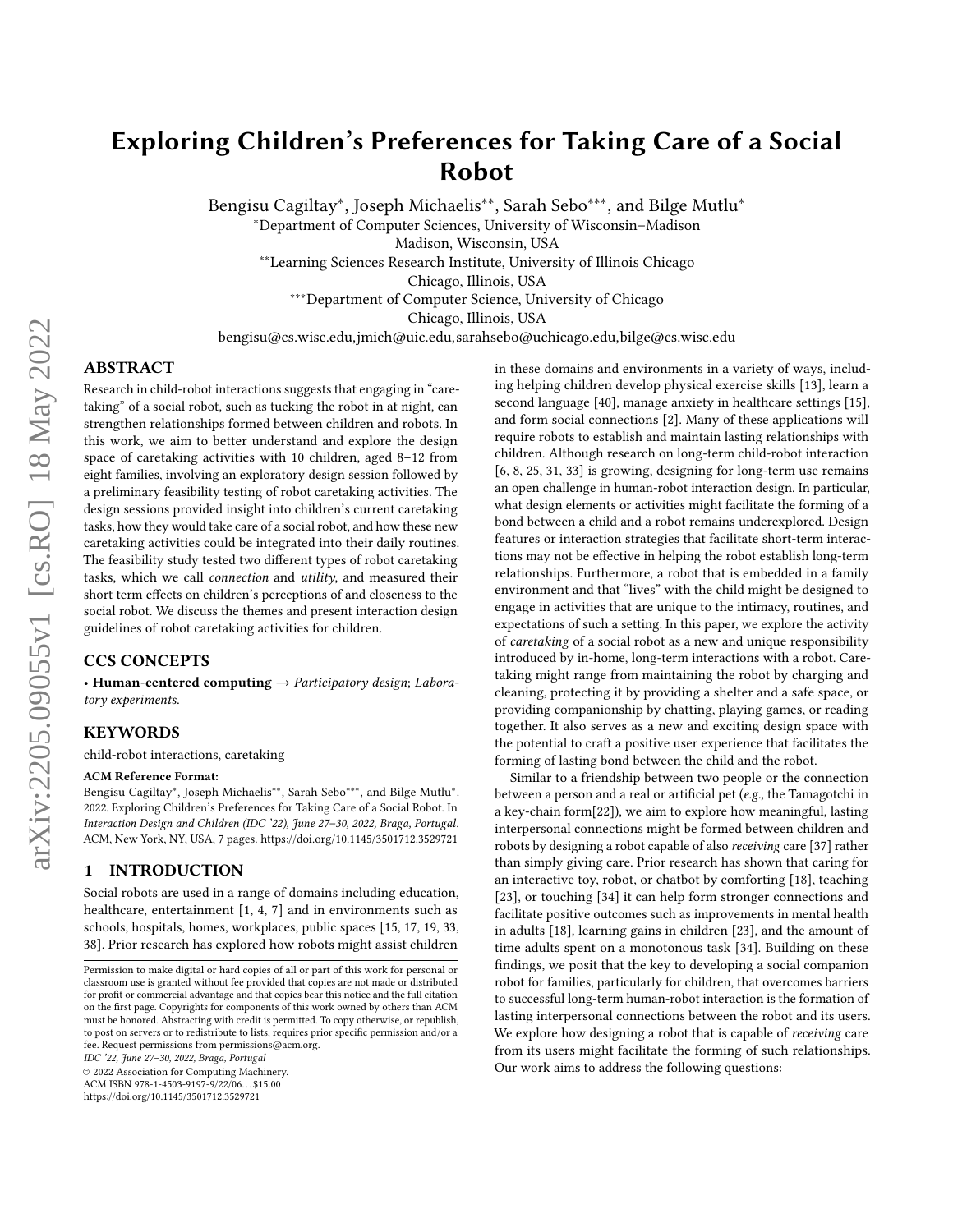# Exploring Children's Preferences for Taking Care of a Social Robot

Bengisu Cagiltay*, Joseph Michaelis**, Sarah Sebo***, and Bilge Mutlu*

*Department of Computer Sciences, University of Wisconsin–Madison
Madison, Wisconsin, USA

**Learning Sciences Research Institute, University of Illinois Chicago
Chicago, Illinois, USA

***Department of Computer Science, University of Chicago
Chicago, Illinois, USA

bengisu@cs.wisc.edu,jmich@uic.edu,sarahsebo@uchicago.edu,bilge@cs.wisc.edu

## ABSTRACT

Research in child-robot interactions suggests that engaging in "care-taking" of a social robot, such as tucking the robot in at night, can strengthen relationships formed between children and robots. In this work, we aim to better understand and explore the design space of caretaking activities with 10 children, aged 8–12 from eight families, involving an exploratory design session followed by a preliminary feasibility testing of robot caretaking activities. The design sessions provided insight into children's current caretaking tasks, how they would take care of a social robot, and how these new caretaking activities could be integrated into their daily routines. The feasibility study tested two different types of robot caretaking tasks, which we call *connection* and *utility*, and measured their short term effects on children's perceptions of and closeness to the social robot. We discuss the themes and present interaction design guidelines of robot caretaking activities for children.

## CCS CONCEPTS

• **Human-centered computing** → *Participatory design*; *Laboratory experiments*.

## KEYWORDS

child-robot interactions, caretaking

**ACM Reference Format:**
Bengisu Cagiltay*, Joseph Michaelis**, Sarah Sebo***, and Bilge Mutlu*. 2022. Exploring Children's Preferences for Taking Care of a Social Robot. In *Interaction Design and Children (IDC '22), June 27–30, 2022, Braga, Portugal.* ACM, New York, NY, USA, 7 pages. https://doi.org/10.1145/3501712.3529721

## 1 INTRODUCTION

Social robots are used in a range of domains including education, healthcare, entertainment [1, 4, 7] and in environments such as schools, hospitals, homes, workplaces, public spaces [15, 17, 19, 33, 38]. Prior research has explored how robots might assist children in these domains and environments in a variety of ways, including helping children develop physical exercise skills [13], learn a second language [40], manage anxiety in healthcare settings [15], and form social connections [2]. Many of these applications will require robots to establish and maintain lasting relationships with children. Although research on long-term child-robot interaction [6, 8, 25, 31, 33] is growing, designing for long-term use remains an open challenge in human-robot interaction design. In particular, what design elements or activities might facilitate the forming of a bond between a child and a robot remains underexplored. Design features or interaction strategies that facilitate short-term interactions may not be effective in helping the robot establish long-term relationships. Furthermore, a robot that is embedded in a family environment and that "lives" with the child might be designed to engage in activities that are unique to the intimacy, routines, and expectations of such a setting. In this paper, we explore the activity of *caretaking* of a social robot as a new and unique responsibility introduced by in-home, long-term interactions with a robot. Caretaking might range from maintaining the robot by charging and cleaning, protecting it by providing a shelter and a safe space, or providing companionship by chatting, playing games, or reading together. It also serves as a new and exciting design space with the potential to craft a positive user experience that facilitates the forming of lasting bond between the child and the robot.

Similar to a friendship between two people or the connection between a person and a real or artificial pet (*e.g.,* the Tamagotchi in a key-chain form[22]), we aim to explore how meaningful, lasting interpersonal connections might be formed between children and robots by designing a robot capable of also *receiving* care [37] rather than simply giving care. Prior research has shown that caring for an interactive toy, robot, or chatbot by comforting [18], teaching [23], or touching [34] it can help form stronger connections and facilitate positive outcomes such as improvements in mental health in adults [18], learning gains in children [23], and the amount of time adults spent on a monotonous task [34]. Building on these findings, we posit that the key to developing a social companion robot for families, particularly for children, that overcomes barriers to successful long-term human-robot interaction is the formation of lasting interpersonal connections between the robot and its users. We explore how designing a robot that is capable of *receiving* care from its users might facilitate the forming of such relationships. Our work aims to address the following questions:

Permission to make digital or hard copies of all or part of this work for personal or classroom use is granted without fee provided that copies are not made or distributed for profit or commercial advantage and that copies bear this notice and the full citation on the first page. Copyrights for components of this work owned by others than ACM must be honored. Abstracting with credit is permitted. To copy otherwise, or republish, to post on servers or to redistribute to lists, requires prior specific permission and/or a fee. Request permissions from permissions@acm.org.
*IDC '22, June 27–30, 2022, Braga, Portugal*
© 2022 Association for Computing Machinery.
ACM ISBN 978-1-4503-9197-9/22/06...$15.00
https://doi.org/10.1145/3501712.3529721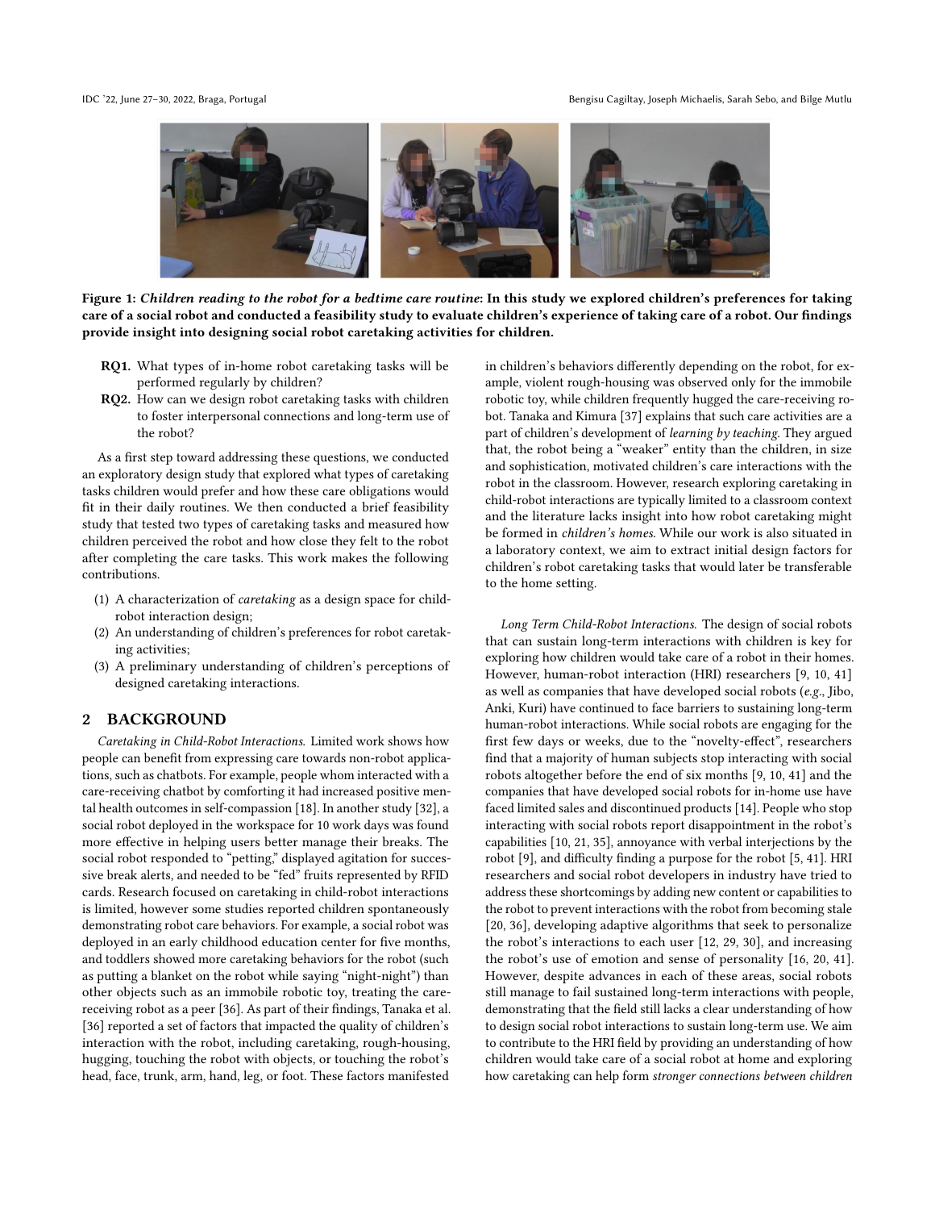**Figure 1: *Children reading to the robot for a bedtime care routine*: In this study we explored children's preferences for taking care of a social robot and conducted a feasibility study to evaluate children's experience of taking care of a robot. Our findings provide insight into designing social robot caretaking activities for children.**

**RQ1.** What types of in-home robot caretaking tasks will be performed regularly by children?

**RQ2.** How can we design robot caretaking tasks with children to foster interpersonal connections and long-term use of the robot?

As a first step toward addressing these questions, we conducted an exploratory design study that explored what types of caretaking tasks children would prefer and how these care obligations would fit in their daily routines. We then conducted a brief feasibility study that tested two types of caretaking tasks and measured how children perceived the robot and how close they felt to the robot after completing the care tasks. This work makes the following contributions.

(1) A characterization of *caretaking* as a design space for child-robot interaction design;
(2) An understanding of children's preferences for robot caretaking activities;
(3) A preliminary understanding of children's perceptions of designed caretaking interactions.

## 2 BACKGROUND

*Caretaking in Child-Robot Interactions.* Limited work shows how people can benefit from expressing care towards non-robot applications, such as chatbots. For example, people whom interacted with a care-receiving chatbot by comforting it had increased positive mental health outcomes in self-compassion [18]. In another study [32], a social robot deployed in the workspace for 10 work days was found more effective in helping users better manage their breaks. The social robot responded to "petting," displayed agitation for successive break alerts, and needed to be "fed" fruits represented by RFID cards. Research focused on caretaking in child-robot interactions is limited, however some studies reported children spontaneously demonstrating robot care behaviors. For example, a social robot was deployed in an early childhood education center for five months, and toddlers showed more caretaking behaviors for the robot (such as putting a blanket on the robot while saying "night-night") than other objects such as an immobile robotic toy, treating the care-receiving robot as a peer [36]. As part of their findings, Tanaka et al. [36] reported a set of factors that impacted the quality of children's interaction with the robot, including caretaking, rough-housing, hugging, touching the robot with objects, or touching the robot's head, face, trunk, arm, hand, leg, or foot. These factors manifested in children's behaviors differently depending on the robot, for example, violent rough-housing was observed only for the immobile robotic toy, while children frequently hugged the care-receiving robot. Tanaka and Kimura [37] explains that such care activities are a part of children's development of *learning by teaching*. They argued that, the robot being a "weaker" entity than the children, in size and sophistication, motivated children's care interactions with the robot in the classroom. However, research exploring caretaking in child-robot interactions are typically limited to a classroom context and the literature lacks insight into how robot caretaking might be formed in *children's homes*. While our work is also situated in a laboratory context, we aim to extract initial design factors for children's robot caretaking tasks that would later be transferable to the home setting.

*Long Term Child-Robot Interactions.* The design of social robots that can sustain long-term interactions with children is key for exploring how children would take care of a robot in their homes. However, human-robot interaction (HRI) researchers [9, 10, 41] as well as companies that have developed social robots (*e.g.*, Jibo, Anki, Kuri) have continued to face barriers to sustaining long-term human-robot interactions. While social robots are engaging for the first few days or weeks, due to the "novelty-effect", researchers find that a majority of human subjects stop interacting with social robots altogether before the end of six months [9, 10, 41] and the companies that have developed social robots for in-home use have faced limited sales and discontinued products [14]. People who stop interacting with social robots report disappointment in the robot's capabilities [10, 21, 35], annoyance with verbal interjections by the robot [9], and difficulty finding a purpose for the robot [5, 41]. HRI researchers and social robot developers in industry have tried to address these shortcomings by adding new content or capabilities to the robot to prevent interactions with the robot from becoming stale [20, 36], developing adaptive algorithms that seek to personalize the robot's interactions to each user [12, 29, 30], and increasing the robot's use of emotion and sense of personality [16, 20, 41]. However, despite advances in each of these areas, social robots still manage to fail sustained long-term interactions with people, demonstrating that the field still lacks a clear understanding of how to design social robot interactions to sustain long-term use. We aim to contribute to the HRI field by providing an understanding of how children would take care of a social robot at home and exploring how caretaking can help form *stronger connections between children*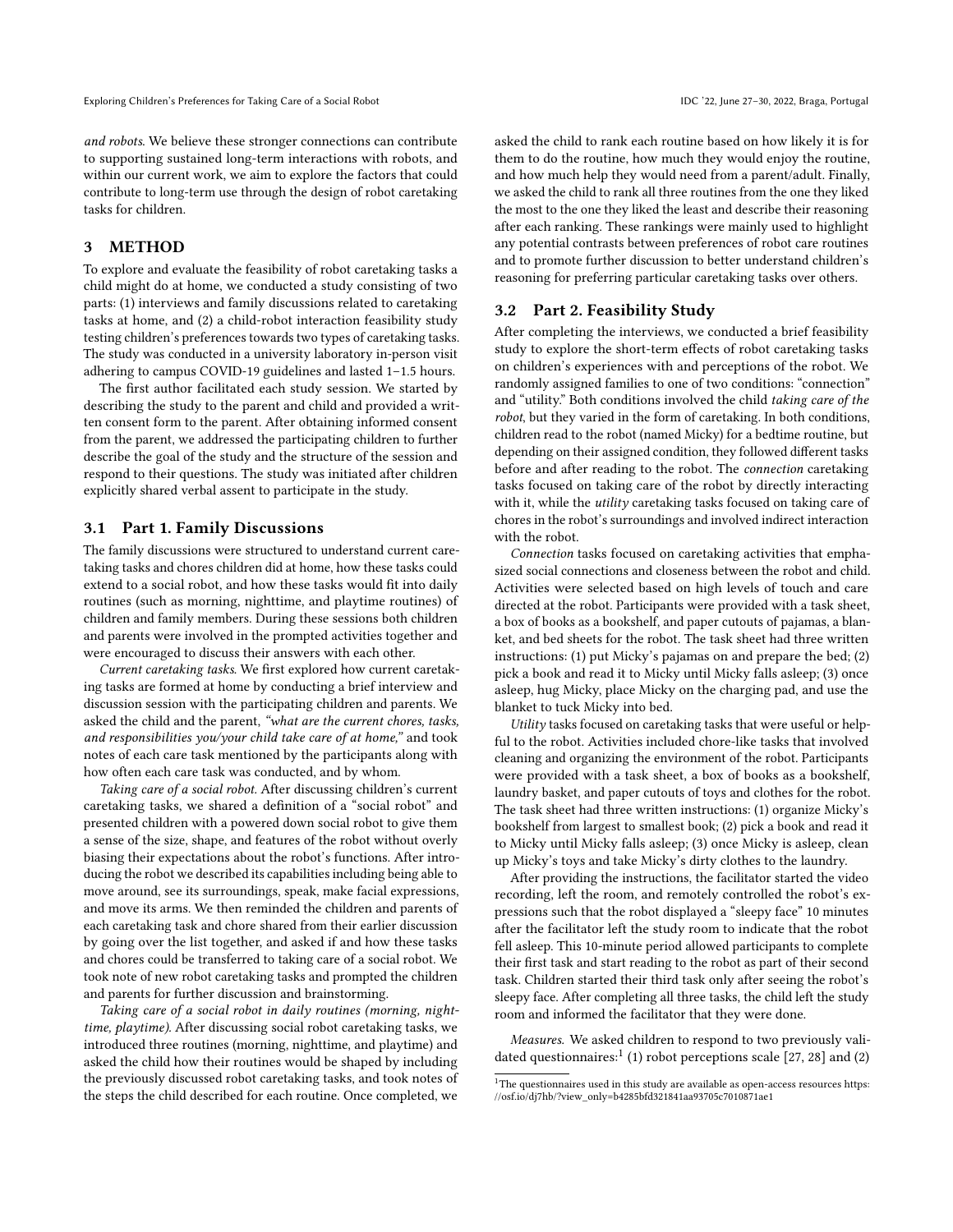*and robots*. We believe these stronger connections can contribute to supporting sustained long-term interactions with robots, and within our current work, we aim to explore the factors that could contribute to long-term use through the design of robot caretaking tasks for children.

## 3 METHOD

To explore and evaluate the feasibility of robot caretaking tasks a child might do at home, we conducted a study consisting of two parts: (1) interviews and family discussions related to caretaking tasks at home, and (2) a child-robot interaction feasibility study testing children's preferences towards two types of caretaking tasks. The study was conducted in a university laboratory in-person visit adhering to campus COVID-19 guidelines and lasted 1–1.5 hours.

The first author facilitated each study session. We started by describing the study to the parent and child and provided a written consent form to the parent. After obtaining informed consent from the parent, we addressed the participating children to further describe the goal of the study and the structure of the session and respond to their questions. The study was initiated after children explicitly shared verbal assent to participate in the study.

### 3.1 Part 1. Family Discussions

The family discussions were structured to understand current caretaking tasks and chores children did at home, how these tasks could extend to a social robot, and how these tasks would fit into daily routines (such as morning, nighttime, and playtime routines) of children and family members. During these sessions both children and parents were involved in the prompted activities together and were encouraged to discuss their answers with each other.

*Current caretaking tasks.* We first explored how current caretaking tasks are formed at home by conducting a brief interview and discussion session with the participating children and parents. We asked the child and the parent, *"what are the current chores, tasks, and responsibilities you/your child take care of at home,"* and took notes of each care task mentioned by the participants along with how often each care task was conducted, and by whom.

*Taking care of a social robot.* After discussing children's current caretaking tasks, we shared a definition of a "social robot" and presented children with a powered down social robot to give them a sense of the size, shape, and features of the robot without overly biasing their expectations about the robot's functions. After introducing the robot we described its capabilities including being able to move around, see its surroundings, speak, make facial expressions, and move its arms. We then reminded the children and parents of each caretaking task and chore shared from their earlier discussion by going over the list together, and asked if and how these tasks and chores could be transferred to taking care of a social robot. We took note of new robot caretaking tasks and prompted the children and parents for further discussion and brainstorming.

*Taking care of a social robot in daily routines (morning, nighttime, playtime).* After discussing social robot caretaking tasks, we introduced three routines (morning, nighttime, and playtime) and asked the child how their routines would be shaped by including the previously discussed robot caretaking tasks, and took notes of the steps the child described for each routine. Once completed, we asked the child to rank each routine based on how likely it is for them to do the routine, how much they would enjoy the routine, and how much help they would need from a parent/adult. Finally, we asked the child to rank all three routines from the one they liked the most to the one they liked the least and describe their reasoning after each ranking. These rankings were mainly used to highlight any potential contrasts between preferences of robot care routines and to promote further discussion to better understand children's reasoning for preferring particular caretaking tasks over others.

### 3.2 Part 2. Feasibility Study

After completing the interviews, we conducted a brief feasibility study to explore the short-term effects of robot caretaking tasks on children's experiences with and perceptions of the robot. We randomly assigned families to one of two conditions: "connection" and "utility." Both conditions involved the child *taking care of the robot*, but they varied in the form of caretaking. In both conditions, children read to the robot (named Micky) for a bedtime routine, but depending on their assigned condition, they followed different tasks before and after reading to the robot. The *connection* caretaking tasks focused on taking care of the robot by directly interacting with it, while the *utility* caretaking tasks focused on taking care of chores in the robot's surroundings and involved indirect interaction with the robot.

*Connection* tasks focused on caretaking activities that emphasized social connections and closeness between the robot and child. Activities were selected based on high levels of touch and care directed at the robot. Participants were provided with a task sheet, a box of books as a bookshelf, and paper cutouts of pajamas, a blanket, and bed sheets for the robot. The task sheet had three written instructions: (1) put Micky's pajamas on and prepare the bed; (2) pick a book and read it to Micky until Micky falls asleep; (3) once asleep, hug Micky, place Micky on the charging pad, and use the blanket to tuck Micky into bed.

*Utility* tasks focused on caretaking tasks that were useful or helpful to the robot. Activities included chore-like tasks that involved cleaning and organizing the environment of the robot. Participants were provided with a task sheet, a box of books as a bookshelf, laundry basket, and paper cutouts of toys and clothes for the robot. The task sheet had three written instructions: (1) organize Micky's bookshelf from largest to smallest book; (2) pick a book and read it to Micky until Micky falls asleep; (3) once Micky is asleep, clean up Micky's toys and take Micky's dirty clothes to the laundry.

After providing the instructions, the facilitator started the video recording, left the room, and remotely controlled the robot's expressions such that the robot displayed a "sleepy face" 10 minutes after the facilitator left the study room to indicate that the robot fell asleep. This 10-minute period allowed participants to complete their first task and start reading to the robot as part of their second task. Children started their third task only after seeing the robot's sleepy face. After completing all three tasks, the child left the study room and informed the facilitator that they were done.

*Measures.* We asked children to respond to two previously validated questionnaires:[1] (1) robot perceptions scale [27, 28] and (2)

[1] The questionnaires used in this study are available as open-access resources https://osf.io/dj7hb/?view_only=b4285bfd321841aa93705c7010871ae1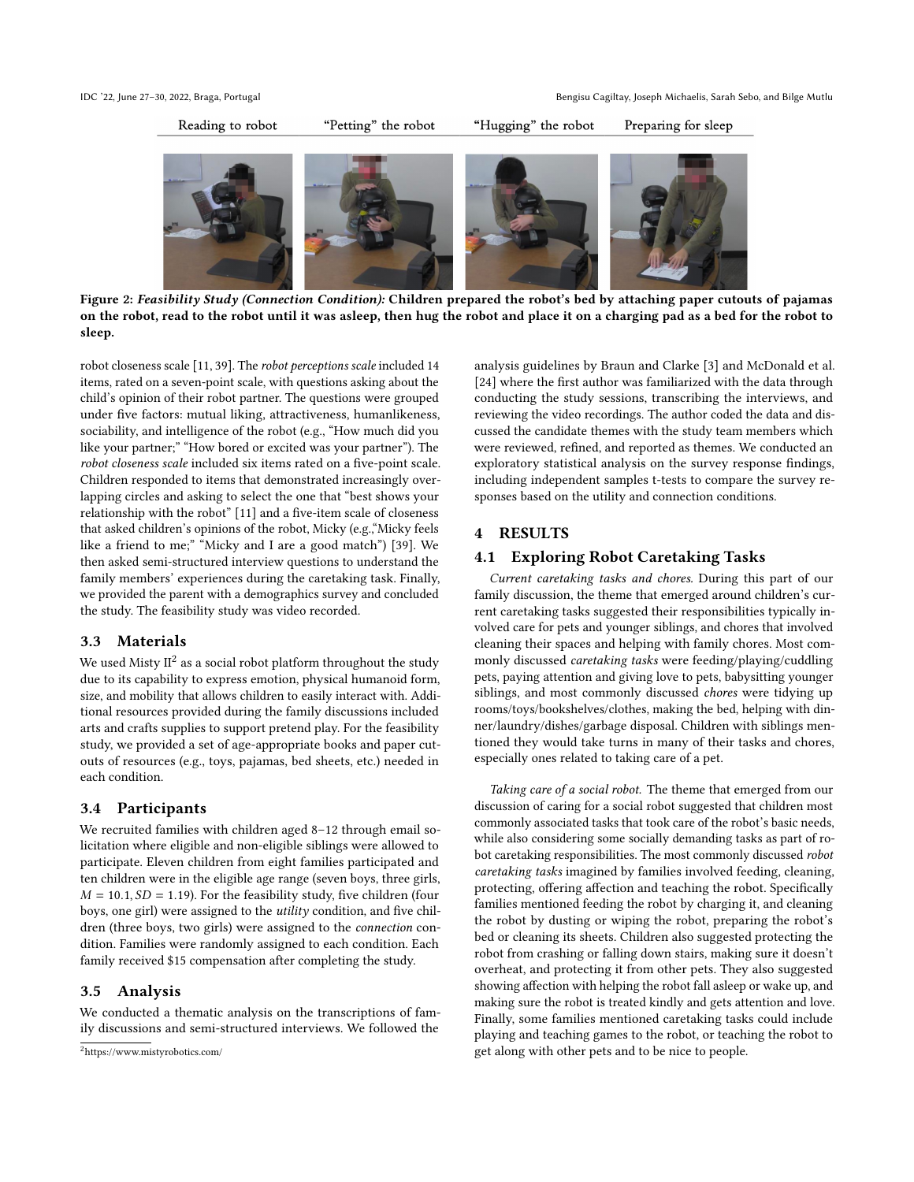Reading to robot | "Petting" the robot | "Hugging" the robot | Preparing for sleep

**Figure 2: *Feasibility Study (Connection Condition):* Children prepared the robot's bed by attaching paper cutouts of pajamas on the robot, read to the robot until it was asleep, then hug the robot and place it on a charging pad as a bed for the robot to sleep.**

robot closeness scale [11, 39]. The *robot perceptions scale* included 14 items, rated on a seven-point scale, with questions asking about the child's opinion of their robot partner. The questions were grouped under five factors: mutual liking, attractiveness, humanlikeness, sociability, and intelligence of the robot (e.g., "How much did you like your partner;" "How bored or excited was your partner"). The *robot closeness scale* included six items rated on a five-point scale. Children responded to items that demonstrated increasingly overlapping circles and asking to select the one that "best shows your relationship with the robot" [11] and a five-item scale of closeness that asked children's opinions of the robot, Micky (e.g.,"Micky feels like a friend to me;" "Micky and I are a good match") [39]. We then asked semi-structured interview questions to understand the family members' experiences during the caretaking task. Finally, we provided the parent with a demographics survey and concluded the study. The feasibility study was video recorded.

## 3.3 Materials

We used Misty II[2] as a social robot platform throughout the study due to its capability to express emotion, physical humanoid form, size, and mobility that allows children to easily interact with. Additional resources provided during the family discussions included arts and crafts supplies to support pretend play. For the feasibility study, we provided a set of age-appropriate books and paper cutouts of resources (e.g., toys, pajamas, bed sheets, etc.) needed in each condition.

## 3.4 Participants

We recruited families with children aged 8–12 through email solicitation where eligible and non-eligible siblings were allowed to participate. Eleven children from eight families participated and ten children were in the eligible age range (seven boys, three girls, $M = 10.1, SD = 1.19$). For the feasibility study, five children (four boys, one girl) were assigned to the *utility* condition, and five children (three boys, two girls) were assigned to the *connection* condition. Families were randomly assigned to each condition. Each family received $15 compensation after completing the study.

## 3.5 Analysis

We conducted a thematic analysis on the transcriptions of family discussions and semi-structured interviews. We followed the analysis guidelines by Braun and Clarke [3] and McDonald et al. [24] where the first author was familiarized with the data through conducting the study sessions, transcribing the interviews, and reviewing the video recordings. The author coded the data and discussed the candidate themes with the study team members which were reviewed, refined, and reported as themes. We conducted an exploratory statistical analysis on the survey response findings, including independent samples t-tests to compare the survey responses based on the utility and connection conditions.

# 4 RESULTS

## 4.1 Exploring Robot Caretaking Tasks

*Current caretaking tasks and chores.* During this part of our family discussion, the theme that emerged around children's current caretaking tasks suggested their responsibilities typically involved care for pets and younger siblings, and chores that involved cleaning their spaces and helping with family chores. Most commonly discussed *caretaking tasks* were feeding/playing/cuddling pets, paying attention and giving love to pets, babysitting younger siblings, and most commonly discussed *chores* were tidying up rooms/toys/bookshelves/clothes, making the bed, helping with dinner/laundry/dishes/garbage disposal. Children with siblings mentioned they would take turns in many of their tasks and chores, especially ones related to taking care of a pet.

*Taking care of a social robot.* The theme that emerged from our discussion of caring for a social robot suggested that children most commonly associated tasks that took care of the robot's basic needs, while also considering some socially demanding tasks as part of robot caretaking responsibilities. The most commonly discussed *robot caretaking tasks* imagined by families involved feeding, cleaning, protecting, offering affection and teaching the robot. Specifically families mentioned feeding the robot by charging it, and cleaning the robot by dusting or wiping the robot, preparing the robot's bed or cleaning its sheets. Children also suggested protecting the robot from crashing or falling down stairs, making sure it doesn't overheat, and protecting it from other pets. They also suggested showing affection with helping the robot fall asleep or wake up, and making sure the robot is treated kindly and gets attention and love. Finally, some families mentioned caretaking tasks could include playing and teaching games to the robot, or teaching the robot to get along with other pets and to be nice to people.

[2] https://www.mistyrobotics.com/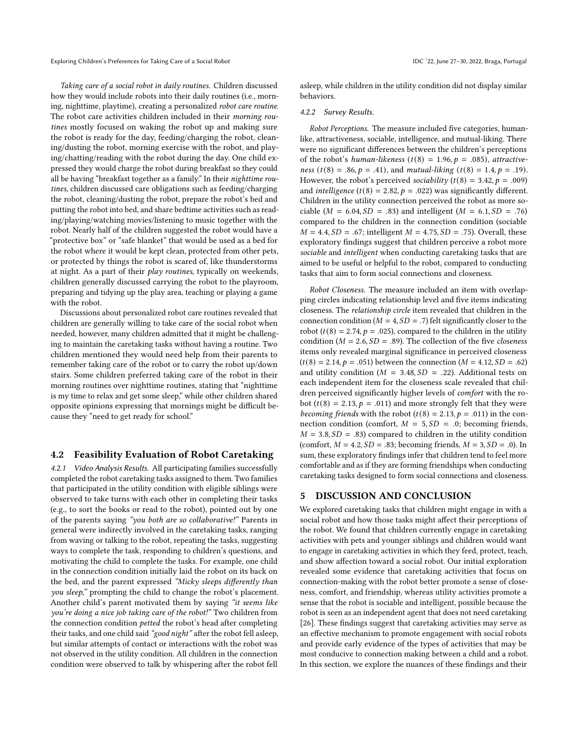*Taking care of a social robot in daily routines.* Children discussed how they would include robots into their daily routines (i.e., morning, nighttime, playtime), creating a personalized *robot care routine*. The robot care activities children included in their *morning routines* mostly focused on waking the robot up and making sure the robot is ready for the day, feeding/charging the robot, cleaning/dusting the robot, morning exercise with the robot, and playing/chatting/reading with the robot during the day. One child expressed they would charge the robot during breakfast so they could all be having "breakfast together as a family." In their *nighttime routines*, children discussed care obligations such as feeding/charging the robot, cleaning/dusting the robot, prepare the robot's bed and putting the robot into bed, and share bedtime activities such as reading/playing/watching movies/listening to music together with the robot. Nearly half of the children suggested the robot would have a "protective box" or "safe blanket" that would be used as a bed for the robot where it would be kept clean, protected from other pets, or protected by things the robot is scared of, like thunderstorms at night. As a part of their *play routines*, typically on weekends, children generally discussed carrying the robot to the playroom, preparing and tidying up the play area, teaching or playing a game with the robot.

Discussions about personalized robot care routines revealed that children are generally willing to take care of the social robot when needed, however, many children admitted that it might be challenging to maintain the caretaking tasks without having a routine. Two children mentioned they would need help from their parents to remember taking care of the robot or to carry the robot up/down stairs. Some children preferred taking care of the robot in their morning routines over nighttime routines, stating that "nighttime is my time to relax and get some sleep," while other children shared opposite opinions expressing that mornings might be difficult because they "need to get ready for school."

## 4.2 Feasibility Evaluation of Robot Caretaking

*4.2.1 Video Analysis Results.* All participating families successfully completed the robot caretaking tasks assigned to them. Two families that participated in the utility condition with eligible siblings were observed to take turns with each other in completing their tasks (e.g., to sort the books or read to the robot), pointed out by one of the parents saying *"you both are so collaborative!"* Parents in general were indirectly involved in the caretaking tasks, ranging from waving or talking to the robot, repeating the tasks, suggesting ways to complete the task, responding to children's questions, and motivating the child to complete the tasks. For example, one child in the connection condition initially laid the robot on its back on the bed, and the parent expressed *"Micky sleeps differently than you sleep,"* prompting the child to change the robot's placement. Another child's parent motivated them by saying *"it seems like you're doing a nice job taking care of the robot!"* Two children from the connection condition *petted* the robot's head after completing their tasks, and one child said *"good night"* after the robot fell asleep, but similar attempts of contact or interactions with the robot was not observed in the utility condition. All children in the connection condition were observed to talk by whispering after the robot fell asleep, while children in the utility condition did not display similar behaviors.

*4.2.2 Survey Results.*

*Robot Perceptions.* The measure included five categories, human-like, attractiveness, sociable, intelligence, and mutual-liking. There were no significant differences between the children's perceptions of the robot's *human-likeness* ($t(8) = 1.96, p = .085$), *attractiveness* ($t(8) = .86, p = .41$), and *mutual-liking* ($t(8) = 1.4, p = .19$). However, the robot's perceived *sociability* ($t(8) = 3.42, p = .009$) and *intelligence* ($t(8) = 2.82, p = .022$) was significantly different. Children in the utility connection perceived the robot as more sociable ($M = 6.04, SD = .83$) and intelligent ($M = 6.1, SD = .76$) compared to the children in the connection condition (sociable $M = 4.4, SD = .67$; intelligent $M = 4.75, SD = .75$). Overall, these exploratory findings suggest that children perceive a robot more *sociable* and *intelligent* when conducting caretaking tasks that are aimed to be useful or helpful to the robot, compared to conducting tasks that aim to form social connections and closeness.

*Robot Closeness.* The measure included an item with overlapping circles indicating relationship level and five items indicating closeness. The *relationship circle* item revealed that children in the connection condition ($M = 4, SD = .7$) felt significantly closer to the robot ($t(8) = 2.74, p = .025$), compared to the children in the utility condition ($M = 2.6, SD = .89$). The collection of the five *closeness* items only revealed marginal significance in perceived closeness ($t(8) = 2.14, p = .051$) between the connection ($M = 4.12, SD = .62$) and utility condition ($M = 3.48, SD = .22$). Additional tests on each independent item for the closeness scale revealed that children perceived significantly higher levels of *comfort* with the robot ($t(8) = 2.13, p = .011$) and more strongly felt that they were *becoming friends* with the robot ($t(8) = 2.13, p = .011$) in the connection condition (comfort, $M = 5, SD = .0$; becoming friends, $M = 3.8, SD = .83$) compared to children in the utility condition (comfort, $M = 4.2, SD = .83$; becoming friends, $M = 3, SD = .0$). In sum, these exploratory findings infer that children tend to feel more comfortable and as if they are forming friendships when conducting caretaking tasks designed to form social connections and closeness.

# 5 DISCUSSION AND CONCLUSION

We explored caretaking tasks that children might engage in with a social robot and how those tasks might affect their perceptions of the robot. We found that children currently engage in caretaking activities with pets and younger siblings and children would want to engage in caretaking activities in which they feed, protect, teach, and show affection toward a social robot. Our initial exploration revealed some evidence that caretaking activities that focus on connection-making with the robot better promote a sense of closeness, comfort, and friendship, whereas utility activities promote a sense that the robot is sociable and intelligent, possible because the robot is seen as an independent agent that does not need caretaking [26]. These findings suggest that caretaking activities may serve as an effective mechanism to promote engagement with social robots and provide early evidence of the types of activities that may be most conducive to connection making between a child and a robot. In this section, we explore the nuances of these findings and their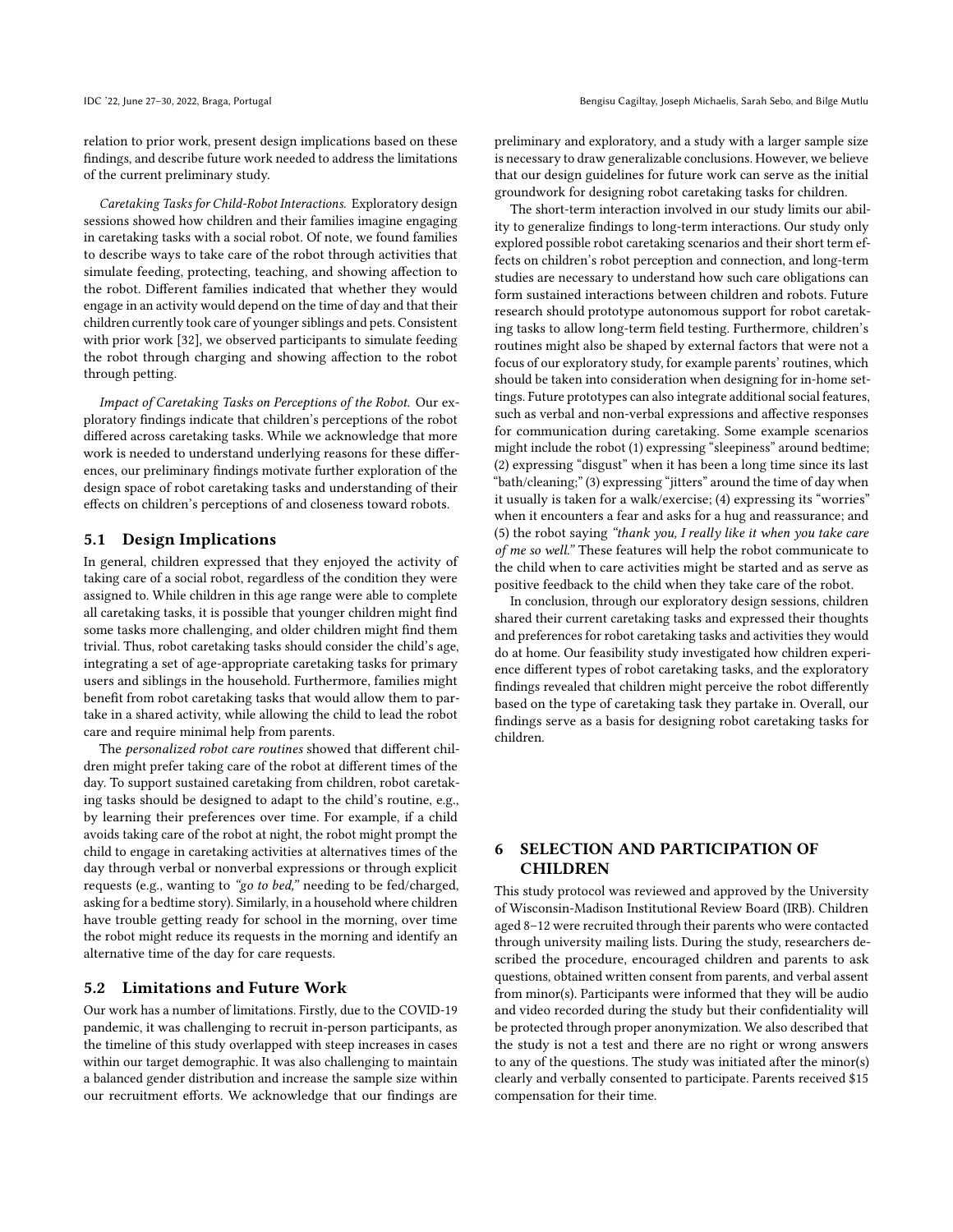relation to prior work, present design implications based on these findings, and describe future work needed to address the limitations of the current preliminary study.

*Caretaking Tasks for Child-Robot Interactions.* Exploratory design sessions showed how children and their families imagine engaging in caretaking tasks with a social robot. Of note, we found families to describe ways to take care of the robot through activities that simulate feeding, protecting, teaching, and showing affection to the robot. Different families indicated that whether they would engage in an activity would depend on the time of day and that their children currently took care of younger siblings and pets. Consistent with prior work [32], we observed participants to simulate feeding the robot through charging and showing affection to the robot through petting.

*Impact of Caretaking Tasks on Perceptions of the Robot.* Our exploratory findings indicate that children's perceptions of the robot differed across caretaking tasks. While we acknowledge that more work is needed to understand underlying reasons for these differences, our preliminary findings motivate further exploration of the design space of robot caretaking tasks and understanding of their effects on children's perceptions of and closeness toward robots.

## 5.1 Design Implications

In general, children expressed that they enjoyed the activity of taking care of a social robot, regardless of the condition they were assigned to. While children in this age range were able to complete all caretaking tasks, it is possible that younger children might find some tasks more challenging, and older children might find them trivial. Thus, robot caretaking tasks should consider the child's age, integrating a set of age-appropriate caretaking tasks for primary users and siblings in the household. Furthermore, families might benefit from robot caretaking tasks that would allow them to partake in a shared activity, while allowing the child to lead the robot care and require minimal help from parents.

The *personalized robot care routines* showed that different children might prefer taking care of the robot at different times of the day. To support sustained caretaking from children, robot caretaking tasks should be designed to adapt to the child's routine, e.g., by learning their preferences over time. For example, if a child avoids taking care of the robot at night, the robot might prompt the child to engage in caretaking activities at alternatives times of the day through verbal or nonverbal expressions or through explicit requests (e.g., wanting to *"go to bed,"* needing to be fed/charged, asking for a bedtime story). Similarly, in a household where children have trouble getting ready for school in the morning, over time the robot might reduce its requests in the morning and identify an alternative time of the day for care requests.

## 5.2 Limitations and Future Work

Our work has a number of limitations. Firstly, due to the COVID-19 pandemic, it was challenging to recruit in-person participants, as the timeline of this study overlapped with steep increases in cases within our target demographic. It was also challenging to maintain a balanced gender distribution and increase the sample size within our recruitment efforts. We acknowledge that our findings are preliminary and exploratory, and a study with a larger sample size is necessary to draw generalizable conclusions. However, we believe that our design guidelines for future work can serve as the initial groundwork for designing robot caretaking tasks for children.

The short-term interaction involved in our study limits our ability to generalize findings to long-term interactions. Our study only explored possible robot caretaking scenarios and their short term effects on children's robot perception and connection, and long-term studies are necessary to understand how such care obligations can form sustained interactions between children and robots. Future research should prototype autonomous support for robot caretaking tasks to allow long-term field testing. Furthermore, children's routines might also be shaped by external factors that were not a focus of our exploratory study, for example parents' routines, which should be taken into consideration when designing for in-home settings. Future prototypes can also integrate additional social features, such as verbal and non-verbal expressions and affective responses for communication during caretaking. Some example scenarios might include the robot (1) expressing "sleepiness" around bedtime; (2) expressing "disgust" when it has been a long time since its last "bath/cleaning;" (3) expressing "jitters" around the time of day when it usually is taken for a walk/exercise; (4) expressing its "worries" when it encounters a fear and asks for a hug and reassurance; and (5) the robot saying *"thank you, I really like it when you take care of me so well."* These features will help the robot communicate to the child when to care activities might be started and as serve as positive feedback to the child when they take care of the robot.

In conclusion, through our exploratory design sessions, children shared their current caretaking tasks and expressed their thoughts and preferences for robot caretaking tasks and activities they would do at home. Our feasibility study investigated how children experience different types of robot caretaking tasks, and the exploratory findings revealed that children might perceive the robot differently based on the type of caretaking task they partake in. Overall, our findings serve as a basis for designing robot caretaking tasks for children.

# 6 SELECTION AND PARTICIPATION OF CHILDREN

This study protocol was reviewed and approved by the University of Wisconsin-Madison Institutional Review Board (IRB). Children aged 8–12 were recruited through their parents who were contacted through university mailing lists. During the study, researchers described the procedure, encouraged children and parents to ask questions, obtained written consent from parents, and verbal assent from minor(s). Participants were informed that they will be audio and video recorded during the study but their confidentiality will be protected through proper anonymization. We also described that the study is not a test and there are no right or wrong answers to any of the questions. The study was initiated after the minor(s) clearly and verbally consented to participate. Parents received $15 compensation for their time.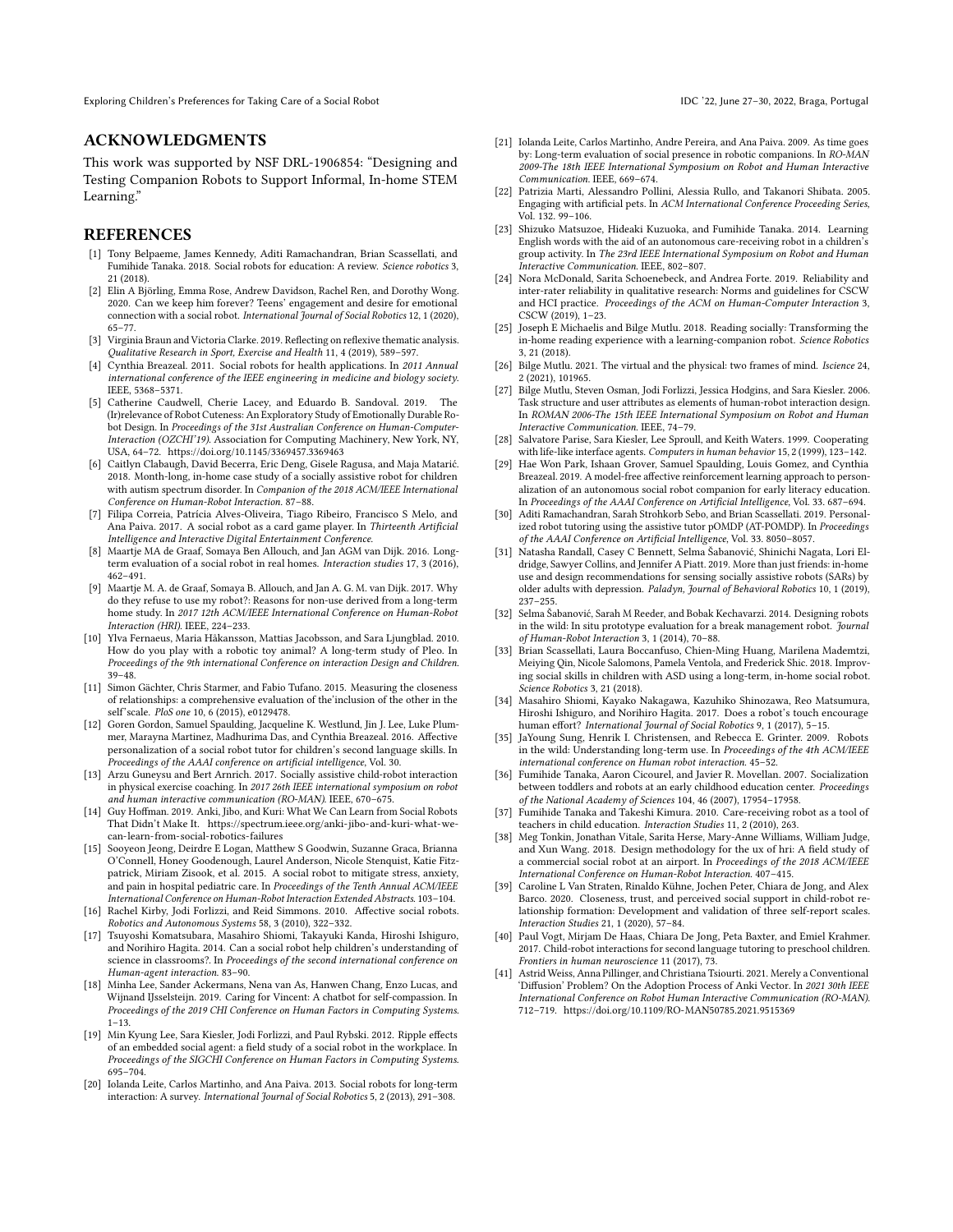## ACKNOWLEDGMENTS

This work was supported by NSF DRL-1906854: "Designing and Testing Companion Robots to Support Informal, In-home STEM Learning."

## REFERENCES

- [1] Tony Belpaeme, James Kennedy, Aditi Ramachandran, Brian Scassellati, and Fumihide Tanaka. 2018. Social robots for education: A review. *Science robotics* 3, 21 (2018).
- [2] Elin A Björling, Emma Rose, Andrew Davidson, Rachel Ren, and Dorothy Wong. 2020. Can we keep him forever? Teens' engagement and desire for emotional connection with a social robot. *International Journal of Social Robotics* 12, 1 (2020), 65–77.
- [3] Virginia Braun and Victoria Clarke. 2019. Reflecting on reflexive thematic analysis. *Qualitative Research in Sport, Exercise and Health* 11, 4 (2019), 589–597.
- [4] Cynthia Breazeal. 2011. Social robots for health applications. In *2011 Annual international conference of the IEEE engineering in medicine and biology society*. IEEE, 5368–5371.
- [5] Catherine Caudwell, Cherie Lacey, and Eduardo B. Sandoval. 2019. The (Ir)relevance of Robot Cuteness: An Exploratory Study of Emotionally Durable Robot Design. In *Proceedings of the 31st Australian Conference on Human-Computer-Interaction (OZCHI'19)*. Association for Computing Machinery, New York, NY, USA, 64–72. https://doi.org/10.1145/3369457.3369463
- [6] Caitlyn Clabaugh, David Becerra, Eric Deng, Gisele Ragusa, and Maja Matarić. 2018. Month-long, in-home case study of a socially assistive robot for children with autism spectrum disorder. In *Companion of the 2018 ACM/IEEE International Conference on Human-Robot Interaction*. 87–88.
- [7] Filipa Correia, Patrícia Alves-Oliveira, Tiago Ribeiro, Francisco S Melo, and Ana Paiva. 2017. A social robot as a card game player. In *Thirteenth Artificial Intelligence and Interactive Digital Entertainment Conference*.
- [8] Maartje MA de Graaf, Somaya Ben Allouch, and Jan AGM van Dijk. 2016. Long-term evaluation of a social robot in real homes. *Interaction studies* 17, 3 (2016), 462–491.
- [9] Maartje M. A. de Graaf, Somaya B. Allouch, and Jan A. G. M. van Dijk. 2017. Why do they refuse to use my robot?: Reasons for non-use derived from a long-term home study. In *2017 12th ACM/IEEE International Conference on Human-Robot Interaction (HRI)*. IEEE, 224–233.
- [10] Ylva Fernaeus, Maria Håkansson, Mattias Jacobsson, and Sara Ljungblad. 2010. How do you play with a robotic toy animal? A long-term study of Pleo. In *Proceedings of the 9th international Conference on interaction Design and Children*. 39–48.
- [11] Simon Gächter, Chris Starmer, and Fabio Tufano. 2015. Measuring the closeness of relationships: a comprehensive evaluation of the'inclusion of the other in the self'scale. *PloS one* 10, 6 (2015), e0129478.
- [12] Goren Gordon, Samuel Spaulding, Jacqueline K. Westlund, Jin J. Lee, Luke Plummer, Marayna Martinez, Madhurima Das, and Cynthia Breazeal. 2016. Affective personalization of a social robot tutor for children's second language skills. In *Proceedings of the AAAI conference on artificial intelligence*, Vol. 30.
- [13] Arzu Guneysu and Bert Arnrich. 2017. Socially assistive child-robot interaction in physical exercise coaching. In *2017 26th IEEE international symposium on robot and human interactive communication (RO-MAN)*. IEEE, 670–675.
- [14] Guy Hoffman. 2019. Anki, Jibo, and Kuri: What We Can Learn from Social Robots That Didn't Make It. https://spectrum.ieee.org/anki-jibo-and-kuri-what-we-can-learn-from-social-robotics-failures
- [15] Sooyeon Jeong, Deirdre E Logan, Matthew S Goodwin, Suzanne Graca, Brianna O'Connell, Honey Goodenough, Laurel Anderson, Nicole Stenquist, Katie Fitzpatrick, Miriam Zisook, et al. 2015. A social robot to mitigate stress, anxiety, and pain in hospital pediatric care. In *Proceedings of the Tenth Annual ACM/IEEE International Conference on Human-Robot Interaction Extended Abstracts*. 103–104.
- [16] Rachel Kirby, Jodi Forlizzi, and Reid Simmons. 2010. Affective social robots. *Robotics and Autonomous Systems* 58, 3 (2010), 322–332.
- [17] Tsuyoshi Komatsubara, Masahiro Shiomi, Takayuki Kanda, Hiroshi Ishiguro, and Norihiro Hagita. 2014. Can a social robot help children's understanding of science in classrooms?. In *Proceedings of the second international conference on Human-agent interaction*. 83–90.
- [18] Minha Lee, Sander Ackermans, Nena van As, Hanwen Chang, Enzo Lucas, and Wijnand IJsselsteijn. 2019. Caring for Vincent: A chatbot for self-compassion. In *Proceedings of the 2019 CHI Conference on Human Factors in Computing Systems*. 1–13.
- [19] Min Kyung Lee, Sara Kiesler, Jodi Forlizzi, and Paul Rybski. 2012. Ripple effects of an embedded social agent: a field study of a social robot in the workplace. In *Proceedings of the SIGCHI Conference on Human Factors in Computing Systems*. 695–704.
- [20] Iolanda Leite, Carlos Martinho, and Ana Paiva. 2013. Social robots for long-term interaction: A survey. *International Journal of Social Robotics* 5, 2 (2013), 291–308.
- [21] Iolanda Leite, Carlos Martinho, Andre Pereira, and Ana Paiva. 2009. As time goes by: Long-term evaluation of social presence in robotic companions. In *RO-MAN 2009-The 18th IEEE International Symposium on Robot and Human Interactive Communication*. IEEE, 669–674.
- [22] Patrizia Marti, Alessandro Pollini, Alessia Rullo, and Takanori Shibata. 2005. Engaging with artificial pets. In *ACM International Conference Proceeding Series*, Vol. 132. 99–106.
- [23] Shizuko Matsuzoe, Hideaki Kuzuoka, and Fumihide Tanaka. 2014. Learning English words with the aid of an autonomous care-receiving robot in a children's group activity. In *The 23rd IEEE International Symposium on Robot and Human Interactive Communication*. IEEE, 802–807.
- [24] Nora McDonald, Sarita Schoenebeck, and Andrea Forte. 2019. Reliability and inter-rater reliability in qualitative research: Norms and guidelines for CSCW and HCI practice. *Proceedings of the ACM on Human-Computer Interaction* 3, CSCW (2019), 1–23.
- [25] Joseph E Michaelis and Bilge Mutlu. 2018. Reading socially: Transforming the in-home reading experience with a learning-companion robot. *Science Robotics* 3, 21 (2018).
- [26] Bilge Mutlu. 2021. The virtual and the physical: two frames of mind. *Iscience* 24, 2 (2021), 101965.
- [27] Bilge Mutlu, Steven Osman, Jodi Forlizzi, Jessica Hodgins, and Sara Kiesler. 2006. Task structure and user attributes as elements of human-robot interaction design. In *ROMAN 2006-The 15th IEEE International Symposium on Robot and Human Interactive Communication*. IEEE, 74–79.
- [28] Salvatore Parise, Sara Kiesler, Lee Sproull, and Keith Waters. 1999. Cooperating with life-like interface agents. *Computers in human behavior* 15, 2 (1999), 123–142.
- [29] Hae Won Park, Ishaan Grover, Samuel Spaulding, Louis Gomez, and Cynthia Breazeal. 2019. A model-free affective reinforcement learning approach to personalization of an autonomous social robot companion for early literacy education. In *Proceedings of the AAAI Conference on Artificial Intelligence*, Vol. 33. 687–694.
- [30] Aditi Ramachandran, Sarah Strohkorb Sebo, and Brian Scassellati. 2019. Personalized robot tutoring using the assistive tutor pOMDP (AT-POMDP). In *Proceedings of the AAAI Conference on Artificial Intelligence*, Vol. 33. 8050–8057.
- [31] Natasha Randall, Casey C Bennett, Selma Šabanović, Shinichi Nagata, Lori Eldridge, Sawyer Collins, and Jennifer A Piatt. 2019. More than just friends: in-home use and design recommendations for sensing socially assistive robots (SARs) by older adults with depression. *Paladyn, Journal of Behavioral Robotics* 10, 1 (2019), 237–255.
- [32] Selma Šabanović, Sarah M Reeder, and Bobak Kechavarzi. 2014. Designing robots in the wild: In situ prototype evaluation for a break management robot. *Journal of Human-Robot Interaction* 3, 1 (2014), 70–88.
- [33] Brian Scassellati, Laura Boccanfuso, Chien-Ming Huang, Marilena Mademtzi, Meiying Qin, Nicole Salomons, Pamela Ventola, and Frederick Shic. 2018. Improving social skills in children with ASD using a long-term, in-home social robot. *Science Robotics* 3, 21 (2018).
- [34] Masahiro Shiomi, Kayako Nakagawa, Kazuhiko Shinozawa, Reo Matsumura, Hiroshi Ishiguro, and Norihiro Hagita. 2017. Does a robot's touch encourage human effort? *International Journal of Social Robotics* 9, 1 (2017), 5–15.
- [35] JaYoung Sung, Henrik I. Christensen, and Rebecca E. Grinter. 2009. Robots in the wild: Understanding long-term use. In *Proceedings of the 4th ACM/IEEE international conference on Human robot interaction*. 45–52.
- [36] Fumihide Tanaka, Aaron Cicourel, and Javier R. Movellan. 2007. Socialization between toddlers and robots at an early childhood education center. *Proceedings of the National Academy of Sciences* 104, 46 (2007), 17954–17958.
- [37] Fumihide Tanaka and Takeshi Kimura. 2010. Care-receiving robot as a tool of teachers in child education. *Interaction Studies* 11, 2 (2010), 263.
- [38] Meg Tonkin, Jonathan Vitale, Sarita Herse, Mary-Anne Williams, William Judge, and Xun Wang. 2018. Design methodology for the ux of hri: A field study of a commercial social robot at an airport. In *Proceedings of the 2018 ACM/IEEE International Conference on Human-Robot Interaction*. 407–415.
- [39] Caroline L Van Straten, Rinaldo Kühne, Jochen Peter, Chiara de Jong, and Alex Barco. 2020. Closeness, trust, and perceived social support in child-robot relationship formation: Development and validation of three self-report scales. *Interaction Studies* 21, 1 (2020), 57–84.
- [40] Paul Vogt, Mirjam De Haas, Chiara De Jong, Peta Baxter, and Emiel Krahmer. 2017. Child-robot interactions for second language tutoring to preschool children. *Frontiers in human neuroscience* 11 (2017), 73.
- [41] Astrid Weiss, Anna Pillinger, and Christiana Tsiourti. 2021. Merely a Conventional 'Diffusion' Problem? On the Adoption Process of Anki Vector. In *2021 30th IEEE International Conference on Robot Human Interactive Communication (RO-MAN)*. 712–719. https://doi.org/10.1109/RO-MAN50785.2021.9515369